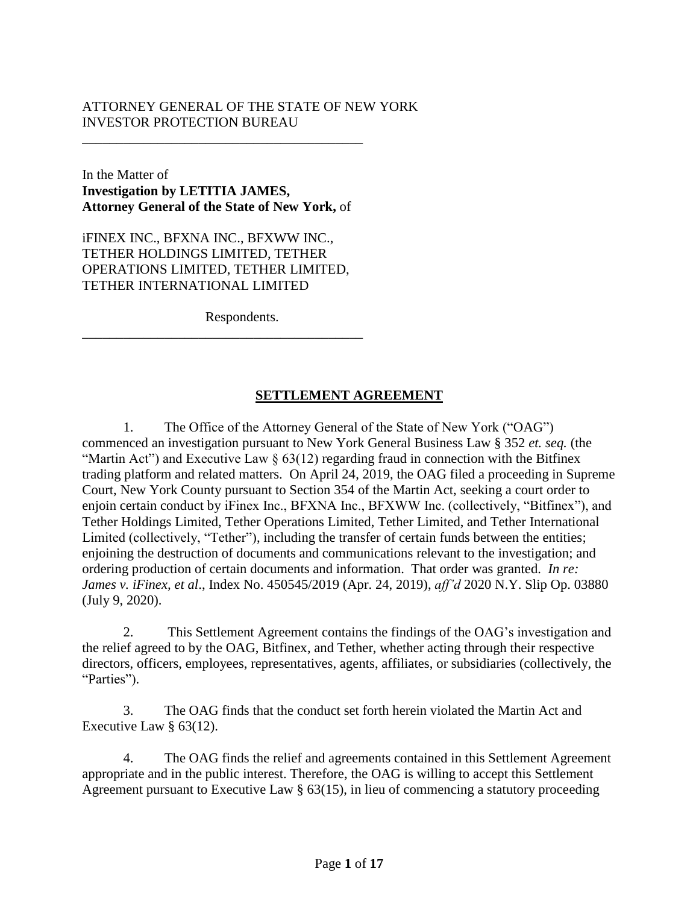ATTORNEY GENERAL OF THE STATE OF NEW YORK
INVESTOR PROTECTION BUREAU

---

In the Matter of
**Investigation by LETITIA JAMES,**
**Attorney General of the State of New York,** of

iFINEX INC., BFXNA INC., BFXWW INC., TETHER HOLDINGS LIMITED, TETHER OPERATIONS LIMITED, TETHER LIMITED, TETHER INTERNATIONAL LIMITED

Respondents.

---

## **SETTLEMENT AGREEMENT**

1. The Office of the Attorney General of the State of New York ("OAG") commenced an investigation pursuant to New York General Business Law § 352 *et. seq.* (the "Martin Act") and Executive Law § 63(12) regarding fraud in connection with the Bitfinex trading platform and related matters. On April 24, 2019, the OAG filed a proceeding in Supreme Court, New York County pursuant to Section 354 of the Martin Act, seeking a court order to enjoin certain conduct by iFinex Inc., BFXNA Inc., BFXWW Inc. (collectively, "Bitfinex"), and Tether Holdings Limited, Tether Operations Limited, Tether Limited, and Tether International Limited (collectively, "Tether"), including the transfer of certain funds between the entities; enjoining the destruction of documents and communications relevant to the investigation; and ordering production of certain documents and information. That order was granted. *In re: James v. iFinex, et al*., Index No. 450545/2019 (Apr. 24, 2019), *aff'd* 2020 N.Y. Slip Op. 03880 (July 9, 2020).

2. This Settlement Agreement contains the findings of the OAG's investigation and the relief agreed to by the OAG, Bitfinex, and Tether, whether acting through their respective directors, officers, employees, representatives, agents, affiliates, or subsidiaries (collectively, the "Parties").

3. The OAG finds that the conduct set forth herein violated the Martin Act and Executive Law § 63(12).

4. The OAG finds the relief and agreements contained in this Settlement Agreement appropriate and in the public interest. Therefore, the OAG is willing to accept this Settlement Agreement pursuant to Executive Law § 63(15), in lieu of commencing a statutory proceeding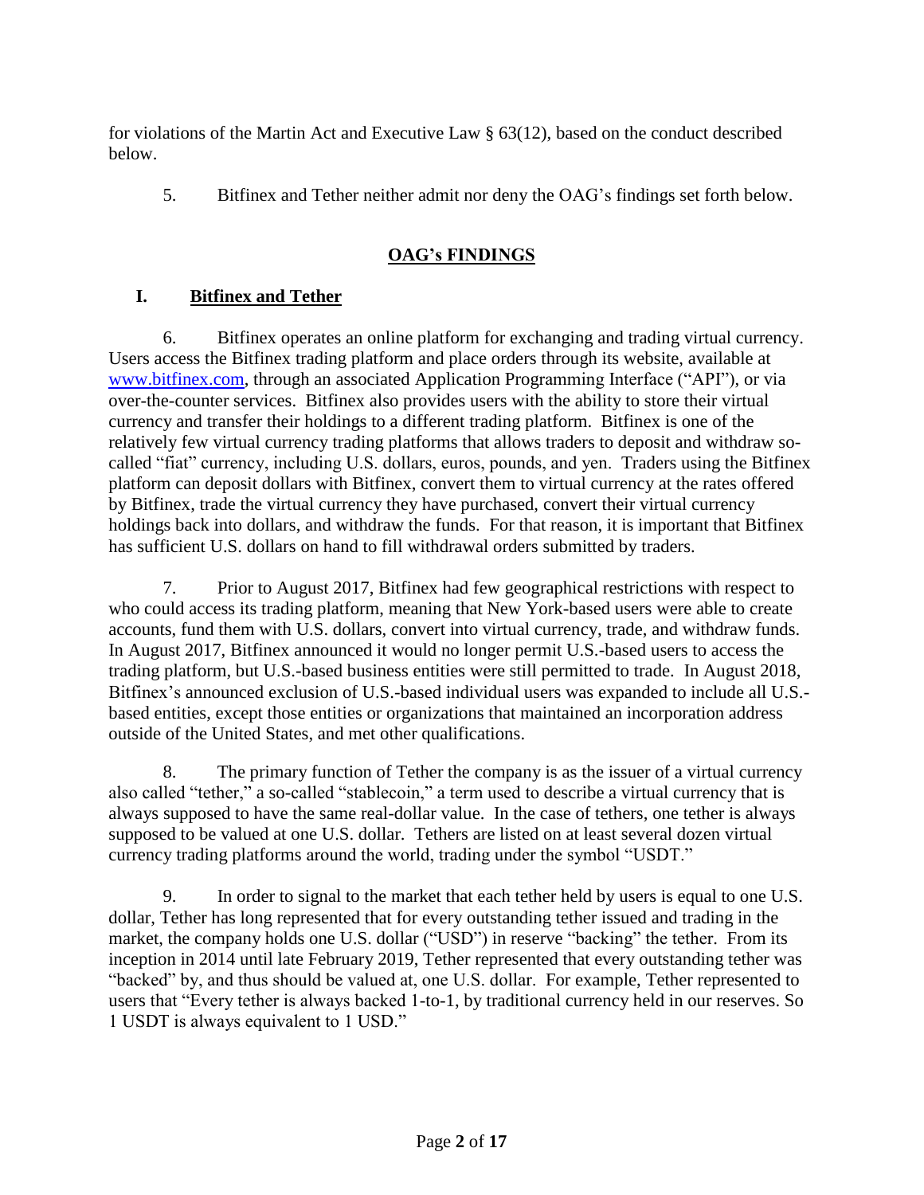for violations of the Martin Act and Executive Law § 63(12), based on the conduct described below.

5. Bitfinex and Tether neither admit nor deny the OAG's findings set forth below.

## **OAG's FINDINGS**

### I. Bitfinex and Tether

6. Bitfinex operates an online platform for exchanging and trading virtual currency. Users access the Bitfinex trading platform and place orders through its website, available at [www.bitfinex.com](www.bitfinex.com), through an associated Application Programming Interface ("API"), or via over-the-counter services. Bitfinex also provides users with the ability to store their virtual currency and transfer their holdings to a different trading platform. Bitfinex is one of the relatively few virtual currency trading platforms that allows traders to deposit and withdraw so-called "fiat" currency, including U.S. dollars, euros, pounds, and yen. Traders using the Bitfinex platform can deposit dollars with Bitfinex, convert them to virtual currency at the rates offered by Bitfinex, trade the virtual currency they have purchased, convert their virtual currency holdings back into dollars, and withdraw the funds. For that reason, it is important that Bitfinex has sufficient U.S. dollars on hand to fill withdrawal orders submitted by traders.

7. Prior to August 2017, Bitfinex had few geographical restrictions with respect to who could access its trading platform, meaning that New York-based users were able to create accounts, fund them with U.S. dollars, convert into virtual currency, trade, and withdraw funds. In August 2017, Bitfinex announced it would no longer permit U.S.-based users to access the trading platform, but U.S.-based business entities were still permitted to trade. In August 2018, Bitfinex's announced exclusion of U.S.-based individual users was expanded to include all U.S.-based entities, except those entities or organizations that maintained an incorporation address outside of the United States, and met other qualifications.

8. The primary function of Tether the company is as the issuer of a virtual currency also called "tether," a so-called "stablecoin," a term used to describe a virtual currency that is always supposed to have the same real-dollar value. In the case of tethers, one tether is always supposed to be valued at one U.S. dollar. Tethers are listed on at least several dozen virtual currency trading platforms around the world, trading under the symbol "USDT."

9. In order to signal to the market that each tether held by users is equal to one U.S. dollar, Tether has long represented that for every outstanding tether issued and trading in the market, the company holds one U.S. dollar ("USD") in reserve "backing" the tether. From its inception in 2014 until late February 2019, Tether represented that every outstanding tether was "backed" by, and thus should be valued at, one U.S. dollar. For example, Tether represented to users that "Every tether is always backed 1-to-1, by traditional currency held in our reserves. So 1 USDT is always equivalent to 1 USD."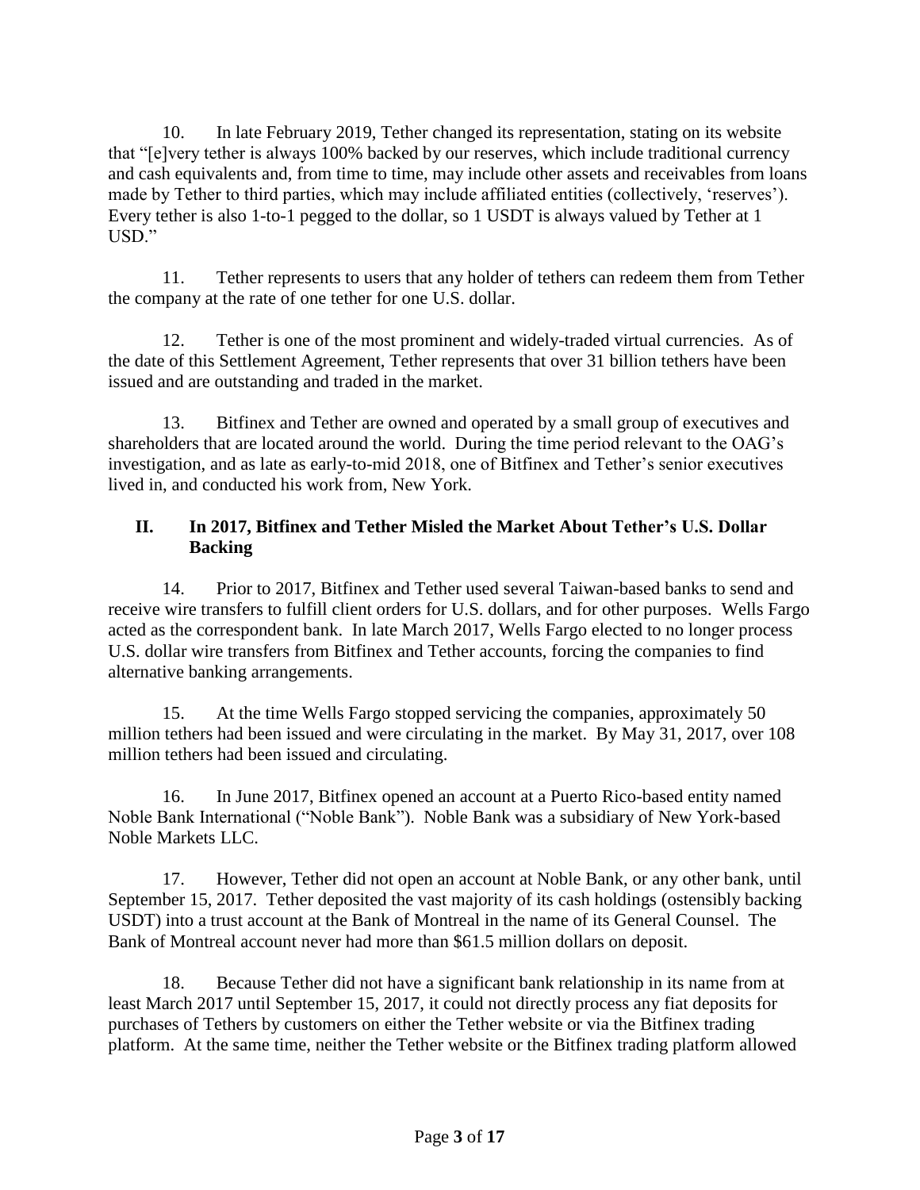10. In late February 2019, Tether changed its representation, stating on its website that "[e]very tether is always 100% backed by our reserves, which include traditional currency and cash equivalents and, from time to time, may include other assets and receivables from loans made by Tether to third parties, which may include affiliated entities (collectively, 'reserves'). Every tether is also 1-to-1 pegged to the dollar, so 1 USDT is always valued by Tether at 1 USD."

11. Tether represents to users that any holder of tethers can redeem them from Tether the company at the rate of one tether for one U.S. dollar.

12. Tether is one of the most prominent and widely-traded virtual currencies. As of the date of this Settlement Agreement, Tether represents that over 31 billion tethers have been issued and are outstanding and traded in the market.

13. Bitfinex and Tether are owned and operated by a small group of executives and shareholders that are located around the world. During the time period relevant to the OAG's investigation, and as late as early-to-mid 2018, one of Bitfinex and Tether's senior executives lived in, and conducted his work from, New York.

## II. In 2017, Bitfinex and Tether Misled the Market About Tether's U.S. Dollar Backing

14. Prior to 2017, Bitfinex and Tether used several Taiwan-based banks to send and receive wire transfers to fulfill client orders for U.S. dollars, and for other purposes. Wells Fargo acted as the correspondent bank. In late March 2017, Wells Fargo elected to no longer process U.S. dollar wire transfers from Bitfinex and Tether accounts, forcing the companies to find alternative banking arrangements.

15. At the time Wells Fargo stopped servicing the companies, approximately 50 million tethers had been issued and were circulating in the market. By May 31, 2017, over 108 million tethers had been issued and circulating.

16. In June 2017, Bitfinex opened an account at a Puerto Rico-based entity named Noble Bank International ("Noble Bank"). Noble Bank was a subsidiary of New York-based Noble Markets LLC.

17. However, Tether did not open an account at Noble Bank, or any other bank, until September 15, 2017. Tether deposited the vast majority of its cash holdings (ostensibly backing USDT) into a trust account at the Bank of Montreal in the name of its General Counsel. The Bank of Montreal account never had more than $61.5 million dollars on deposit.

18. Because Tether did not have a significant bank relationship in its name from at least March 2017 until September 15, 2017, it could not directly process any fiat deposits for purchases of Tethers by customers on either the Tether website or via the Bitfinex trading platform. At the same time, neither the Tether website or the Bitfinex trading platform allowed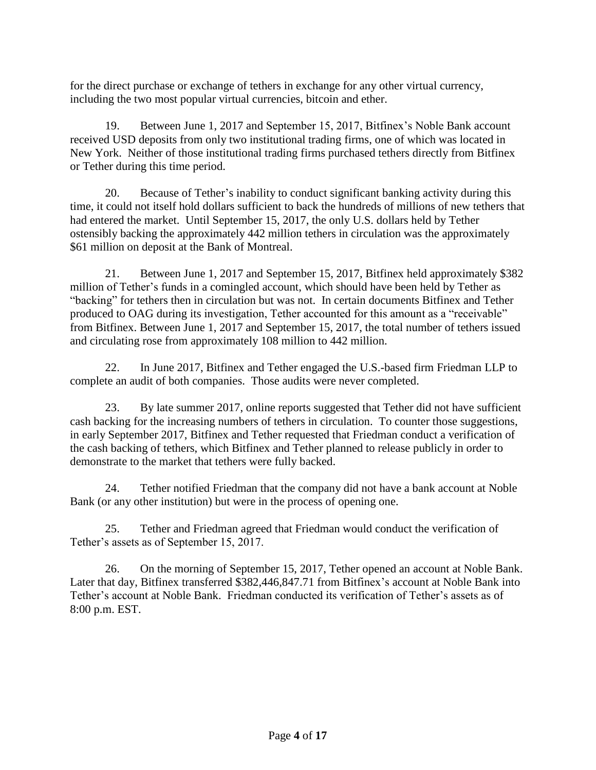for the direct purchase or exchange of tethers in exchange for any other virtual currency, including the two most popular virtual currencies, bitcoin and ether.

19. Between June 1, 2017 and September 15, 2017, Bitfinex's Noble Bank account received USD deposits from only two institutional trading firms, one of which was located in New York. Neither of those institutional trading firms purchased tethers directly from Bitfinex or Tether during this time period.

20. Because of Tether's inability to conduct significant banking activity during this time, it could not itself hold dollars sufficient to back the hundreds of millions of new tethers that had entered the market. Until September 15, 2017, the only U.S. dollars held by Tether ostensibly backing the approximately 442 million tethers in circulation was the approximately $61 million on deposit at the Bank of Montreal.

21. Between June 1, 2017 and September 15, 2017, Bitfinex held approximately $382 million of Tether's funds in a comingled account, which should have been held by Tether as "backing" for tethers then in circulation but was not. In certain documents Bitfinex and Tether produced to OAG during its investigation, Tether accounted for this amount as a "receivable" from Bitfinex. Between June 1, 2017 and September 15, 2017, the total number of tethers issued and circulating rose from approximately 108 million to 442 million.

22. In June 2017, Bitfinex and Tether engaged the U.S.-based firm Friedman LLP to complete an audit of both companies. Those audits were never completed.

23. By late summer 2017, online reports suggested that Tether did not have sufficient cash backing for the increasing numbers of tethers in circulation. To counter those suggestions, in early September 2017, Bitfinex and Tether requested that Friedman conduct a verification of the cash backing of tethers, which Bitfinex and Tether planned to release publicly in order to demonstrate to the market that tethers were fully backed.

24. Tether notified Friedman that the company did not have a bank account at Noble Bank (or any other institution) but were in the process of opening one.

25. Tether and Friedman agreed that Friedman would conduct the verification of Tether's assets as of September 15, 2017.

26. On the morning of September 15, 2017, Tether opened an account at Noble Bank. Later that day, Bitfinex transferred $382,446,847.71 from Bitfinex's account at Noble Bank into Tether's account at Noble Bank. Friedman conducted its verification of Tether's assets as of 8:00 p.m. EST.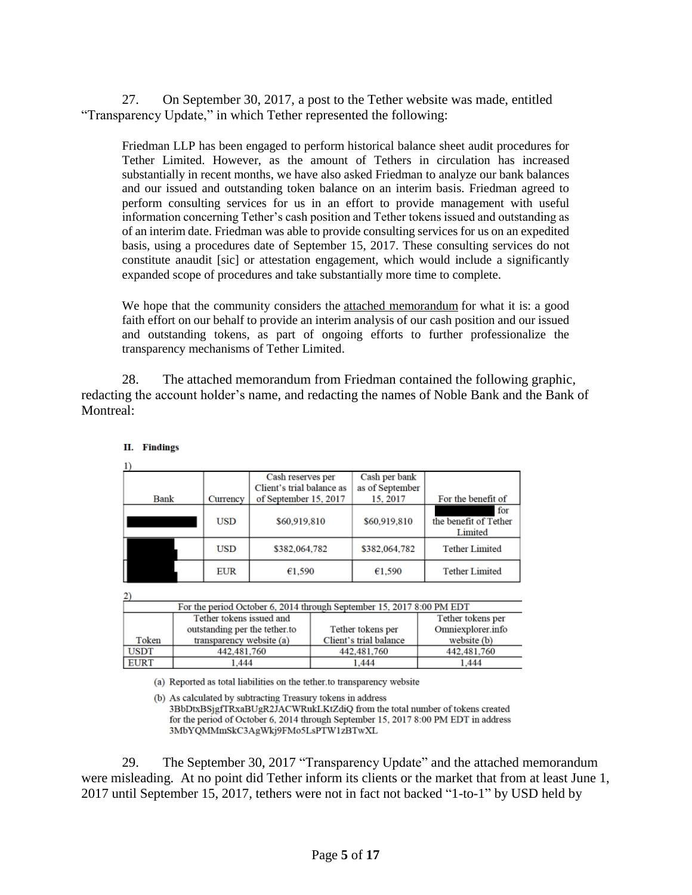27. On September 30, 2017, a post to the Tether website was made, entitled "Transparency Update," in which Tether represented the following:

> Friedman LLP has been engaged to perform historical balance sheet audit procedures for Tether Limited. However, as the amount of Tethers in circulation has increased substantially in recent months, we have also asked Friedman to analyze our bank balances and our issued and outstanding token balance on an interim basis. Friedman agreed to perform consulting services for us in an effort to provide management with useful information concerning Tether's cash position and Tether tokens issued and outstanding as of an interim date. Friedman was able to provide consulting services for us on an expedited basis, using a procedures date of September 15, 2017. These consulting services do not constitute anaudit [sic] or attestation engagement, which would include a significantly expanded scope of procedures and take substantially more time to complete.
>
> We hope that the community considers the attached memorandum for what it is: a good faith effort on our behalf to provide an interim analysis of our cash position and our issued and outstanding tokens, as part of ongoing efforts to further professionalize the transparency mechanisms of Tether Limited.

28. The attached memorandum from Friedman contained the following graphic, redacting the account holder's name, and redacting the names of Noble Bank and the Bank of Montreal:

**II. Findings**

1)

| Bank | Currency | Cash reserves per Client's trial balance as of September 15, 2017 | Cash per bank as of September 15, 2017 | For the benefit of |
|---|---|---|---|---|
| [REDACTED] | USD | $60,919,810 | $60,919,810 | [REDACTED] for the benefit of Tether Limited |
| [REDACTED] | USD | $382,064,782 | $382,064,782 | Tether Limited |
| [REDACTED] | EUR | €1,590 | €1,590 | Tether Limited |

2)

| For the period October 6, 2014 through September 15, 2017 8:00 PM EDT | | | |
|---|---|---|---|
| Token | Tether tokens issued and outstanding per the tether.to transparency website (a) | Tether tokens per Client's trial balance | Tether tokens per Omniexplorer.info website (b) |
| USDT | 442,481,760 | 442,481,760 | 442,481,760 |
| EURT | 1,444 | 1,444 | 1,444 |

(a) Reported as total liabilities on the tether.to transparency website

(b) As calculated by subtracting Treasury tokens in address 3BbDtxBSjgfTRxaBUgR2JACWRukLKtZdiQ from the total number of tokens created for the period of October 6, 2014 through September 15, 2017 8:00 PM EDT in address 3MbYQMMmSkC3AgWkj9FMo5LsPTW1zBTwXL

29. The September 30, 2017 "Transparency Update" and the attached memorandum were misleading. At no point did Tether inform its clients or the market that from at least June 1, 2017 until September 15, 2017, tethers were not in fact not backed "1-to-1" by USD held by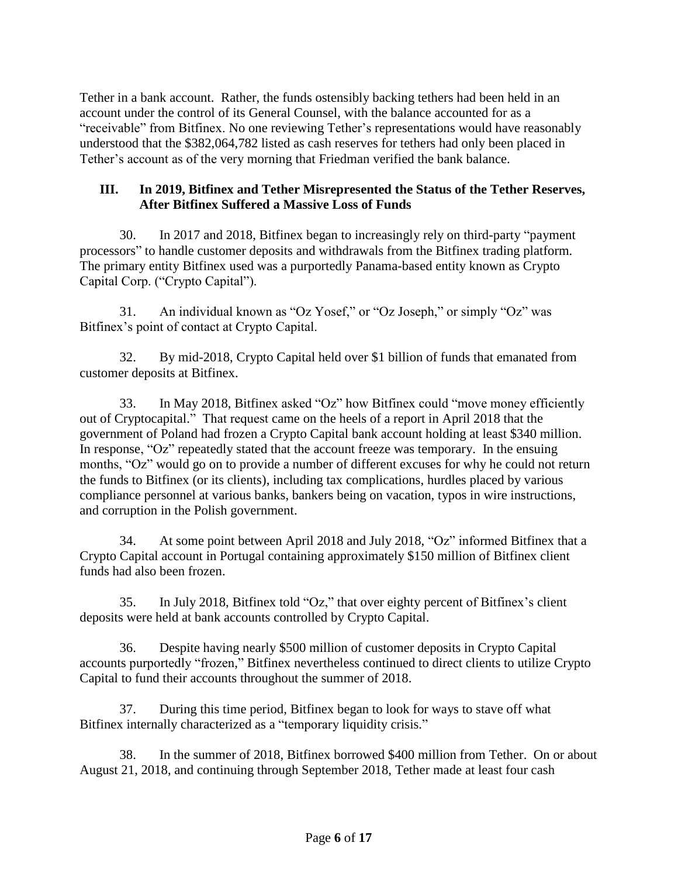Tether in a bank account. Rather, the funds ostensibly backing tethers had been held in an account under the control of its General Counsel, with the balance accounted for as a "receivable" from Bitfinex. No one reviewing Tether's representations would have reasonably understood that the $382,064,782 listed as cash reserves for tethers had only been placed in Tether's account as of the very morning that Friedman verified the bank balance.

## III. In 2019, Bitfinex and Tether Misrepresented the Status of the Tether Reserves, After Bitfinex Suffered a Massive Loss of Funds

30. In 2017 and 2018, Bitfinex began to increasingly rely on third-party "payment processors" to handle customer deposits and withdrawals from the Bitfinex trading platform. The primary entity Bitfinex used was a purportedly Panama-based entity known as Crypto Capital Corp. ("Crypto Capital").

31. An individual known as "Oz Yosef," or "Oz Joseph," or simply "Oz" was Bitfinex's point of contact at Crypto Capital.

32. By mid-2018, Crypto Capital held over $1 billion of funds that emanated from customer deposits at Bitfinex.

33. In May 2018, Bitfinex asked "Oz" how Bitfinex could "move money efficiently out of Cryptocapital." That request came on the heels of a report in April 2018 that the government of Poland had frozen a Crypto Capital bank account holding at least $340 million. In response, "Oz" repeatedly stated that the account freeze was temporary. In the ensuing months, "Oz" would go on to provide a number of different excuses for why he could not return the funds to Bitfinex (or its clients), including tax complications, hurdles placed by various compliance personnel at various banks, bankers being on vacation, typos in wire instructions, and corruption in the Polish government.

34. At some point between April 2018 and July 2018, "Oz" informed Bitfinex that a Crypto Capital account in Portugal containing approximately $150 million of Bitfinex client funds had also been frozen.

35. In July 2018, Bitfinex told "Oz," that over eighty percent of Bitfinex's client deposits were held at bank accounts controlled by Crypto Capital.

36. Despite having nearly $500 million of customer deposits in Crypto Capital accounts purportedly "frozen," Bitfinex nevertheless continued to direct clients to utilize Crypto Capital to fund their accounts throughout the summer of 2018.

37. During this time period, Bitfinex began to look for ways to stave off what Bitfinex internally characterized as a "temporary liquidity crisis."

38. In the summer of 2018, Bitfinex borrowed $400 million from Tether. On or about August 21, 2018, and continuing through September 2018, Tether made at least four cash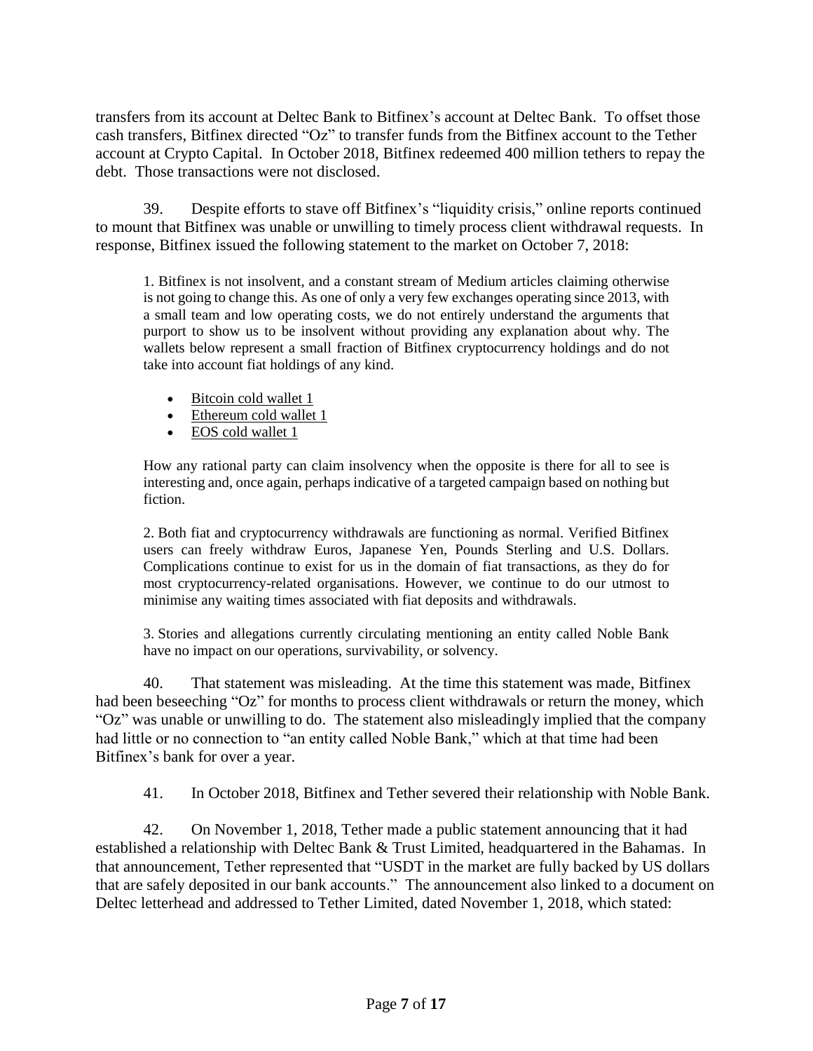transfers from its account at Deltec Bank to Bitfinex's account at Deltec Bank. To offset those cash transfers, Bitfinex directed "Oz" to transfer funds from the Bitfinex account to the Tether account at Crypto Capital. In October 2018, Bitfinex redeemed 400 million tethers to repay the debt. Those transactions were not disclosed.

39. Despite efforts to stave off Bitfinex's "liquidity crisis," online reports continued to mount that Bitfinex was unable or unwilling to timely process client withdrawal requests. In response, Bitfinex issued the following statement to the market on October 7, 2018:

> 1. Bitfinex is not insolvent, and a constant stream of Medium articles claiming otherwise is not going to change this. As one of only a very few exchanges operating since 2013, with a small team and low operating costs, we do not entirely understand the arguments that purport to show us to be insolvent without providing any explanation about why. The wallets below represent a small fraction of Bitfinex cryptocurrency holdings and do not take into account fiat holdings of any kind.
>
> - Bitcoin cold wallet 1
> - Ethereum cold wallet 1
> - EOS cold wallet 1
>
> How any rational party can claim insolvency when the opposite is there for all to see is interesting and, once again, perhaps indicative of a targeted campaign based on nothing but fiction.
>
> 2. Both fiat and cryptocurrency withdrawals are functioning as normal. Verified Bitfinex users can freely withdraw Euros, Japanese Yen, Pounds Sterling and U.S. Dollars. Complications continue to exist for us in the domain of fiat transactions, as they do for most cryptocurrency-related organisations. However, we continue to do our utmost to minimise any waiting times associated with fiat deposits and withdrawals.
>
> 3. Stories and allegations currently circulating mentioning an entity called Noble Bank have no impact on our operations, survivability, or solvency.

40. That statement was misleading. At the time this statement was made, Bitfinex had been beseeching "Oz" for months to process client withdrawals or return the money, which "Oz" was unable or unwilling to do. The statement also misleadingly implied that the company had little or no connection to "an entity called Noble Bank," which at that time had been Bitfinex's bank for over a year.

41. In October 2018, Bitfinex and Tether severed their relationship with Noble Bank.

42. On November 1, 2018, Tether made a public statement announcing that it had established a relationship with Deltec Bank & Trust Limited, headquartered in the Bahamas. In that announcement, Tether represented that "USDT in the market are fully backed by US dollars that are safely deposited in our bank accounts." The announcement also linked to a document on Deltec letterhead and addressed to Tether Limited, dated November 1, 2018, which stated: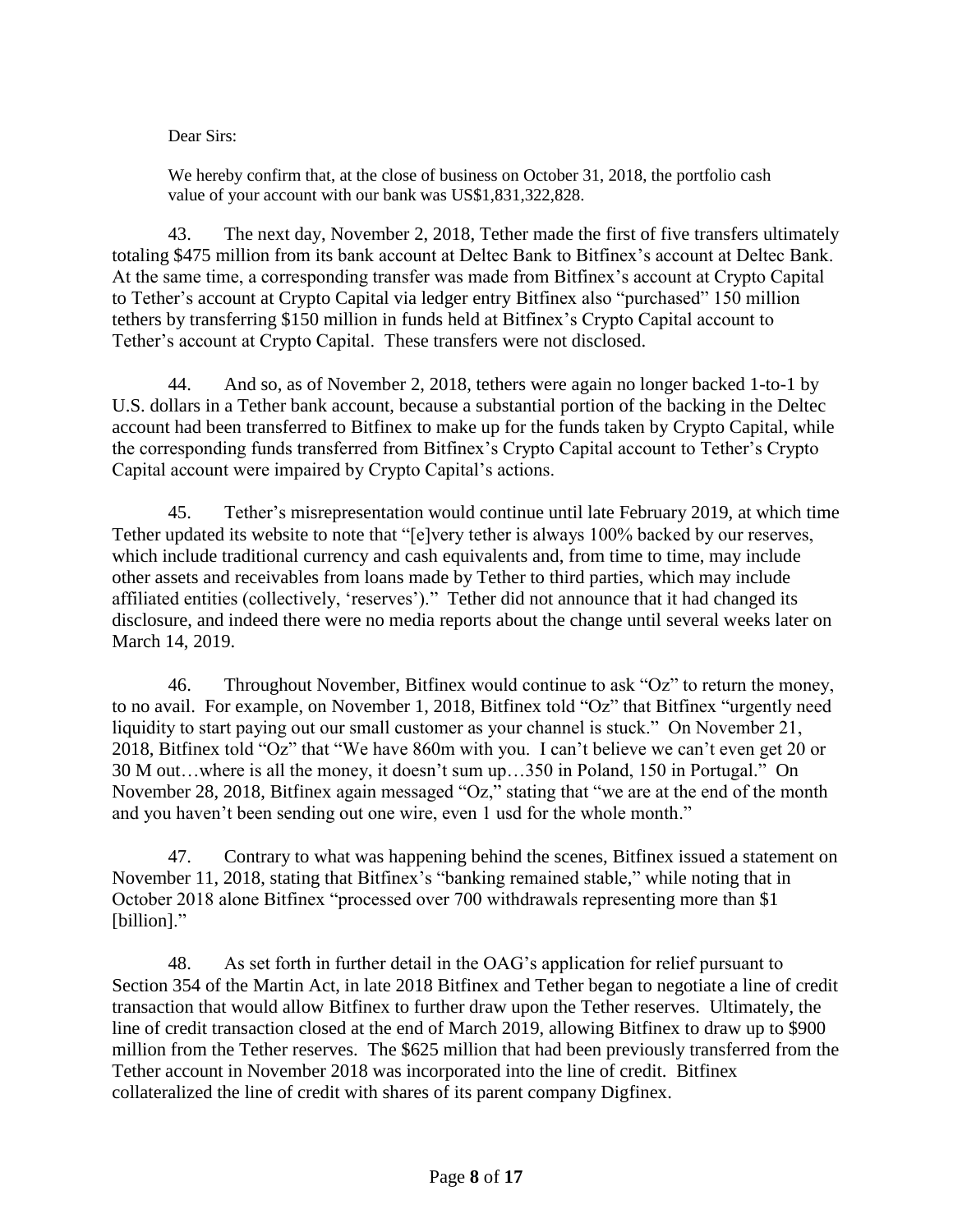Dear Sirs:

> We hereby confirm that, at the close of business on October 31, 2018, the portfolio cash value of your account with our bank was US$1,831,322,828.

43. The next day, November 2, 2018, Tether made the first of five transfers ultimately totaling $475 million from its bank account at Deltec Bank to Bitfinex's account at Deltec Bank. At the same time, a corresponding transfer was made from Bitfinex's account at Crypto Capital to Tether's account at Crypto Capital via ledger entry Bitfinex also "purchased" 150 million tethers by transferring $150 million in funds held at Bitfinex's Crypto Capital account to Tether's account at Crypto Capital. These transfers were not disclosed.

44. And so, as of November 2, 2018, tethers were again no longer backed 1-to-1 by U.S. dollars in a Tether bank account, because a substantial portion of the backing in the Deltec account had been transferred to Bitfinex to make up for the funds taken by Crypto Capital, while the corresponding funds transferred from Bitfinex's Crypto Capital account to Tether's Crypto Capital account were impaired by Crypto Capital's actions.

45. Tether's misrepresentation would continue until late February 2019, at which time Tether updated its website to note that "[e]very tether is always 100% backed by our reserves, which include traditional currency and cash equivalents and, from time to time, may include other assets and receivables from loans made by Tether to third parties, which may include affiliated entities (collectively, 'reserves')." Tether did not announce that it had changed its disclosure, and indeed there were no media reports about the change until several weeks later on March 14, 2019.

46. Throughout November, Bitfinex would continue to ask "Oz" to return the money, to no avail. For example, on November 1, 2018, Bitfinex told "Oz" that Bitfinex "urgently need liquidity to start paying out our small customer as your channel is stuck." On November 21, 2018, Bitfinex told "Oz" that "We have 860m with you. I can't believe we can't even get 20 or 30 M out…where is all the money, it doesn't sum up…350 in Poland, 150 in Portugal." On November 28, 2018, Bitfinex again messaged "Oz," stating that "we are at the end of the month and you haven't been sending out one wire, even 1 usd for the whole month."

47. Contrary to what was happening behind the scenes, Bitfinex issued a statement on November 11, 2018, stating that Bitfinex's "banking remained stable," while noting that in October 2018 alone Bitfinex "processed over 700 withdrawals representing more than $1 [billion]."

48. As set forth in further detail in the OAG's application for relief pursuant to Section 354 of the Martin Act, in late 2018 Bitfinex and Tether began to negotiate a line of credit transaction that would allow Bitfinex to further draw upon the Tether reserves. Ultimately, the line of credit transaction closed at the end of March 2019, allowing Bitfinex to draw up to $900 million from the Tether reserves. The $625 million that had been previously transferred from the Tether account in November 2018 was incorporated into the line of credit. Bitfinex collateralized the line of credit with shares of its parent company Digfinex.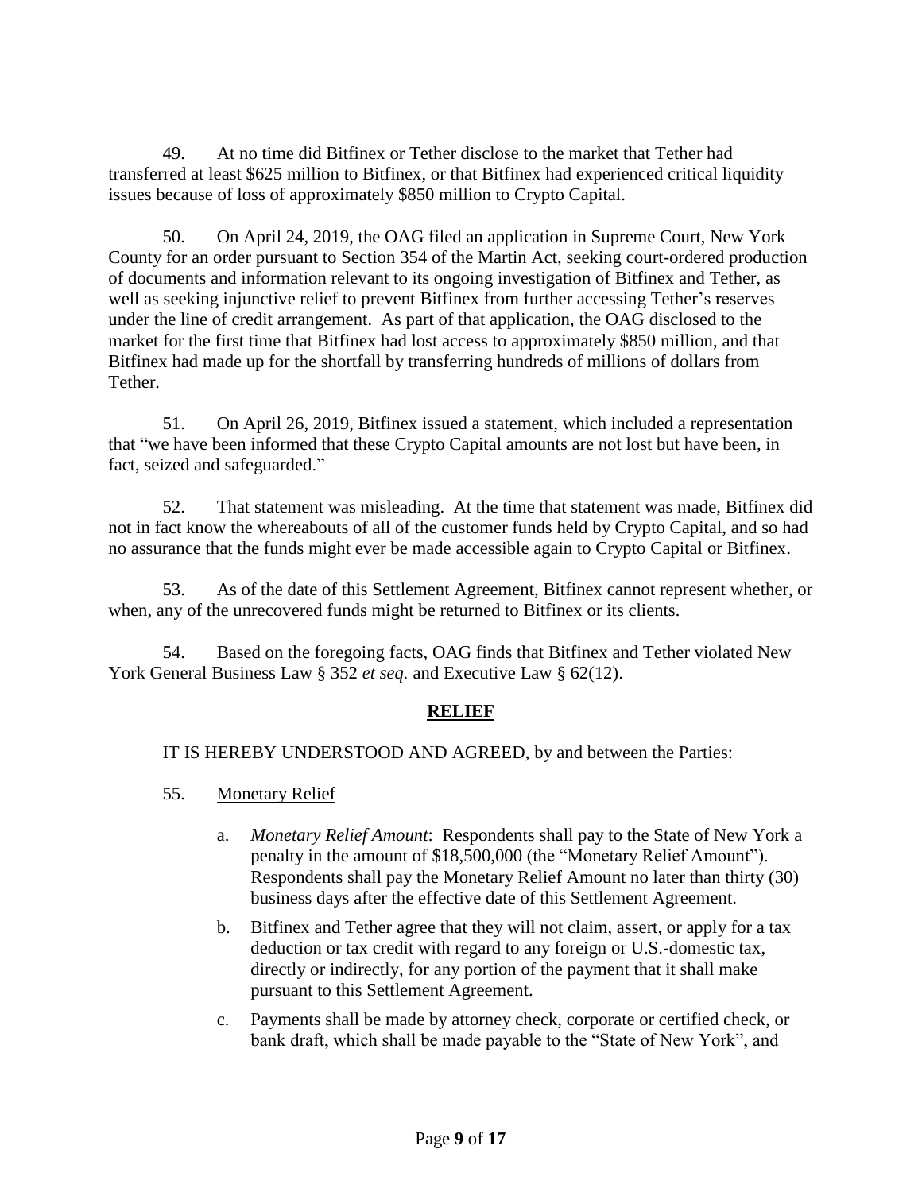49. At no time did Bitfinex or Tether disclose to the market that Tether had transferred at least $625 million to Bitfinex, or that Bitfinex had experienced critical liquidity issues because of loss of approximately $850 million to Crypto Capital.

50. On April 24, 2019, the OAG filed an application in Supreme Court, New York County for an order pursuant to Section 354 of the Martin Act, seeking court-ordered production of documents and information relevant to its ongoing investigation of Bitfinex and Tether, as well as seeking injunctive relief to prevent Bitfinex from further accessing Tether's reserves under the line of credit arrangement. As part of that application, the OAG disclosed to the market for the first time that Bitfinex had lost access to approximately $850 million, and that Bitfinex had made up for the shortfall by transferring hundreds of millions of dollars from Tether.

51. On April 26, 2019, Bitfinex issued a statement, which included a representation that "we have been informed that these Crypto Capital amounts are not lost but have been, in fact, seized and safeguarded."

52. That statement was misleading. At the time that statement was made, Bitfinex did not in fact know the whereabouts of all of the customer funds held by Crypto Capital, and so had no assurance that the funds might ever be made accessible again to Crypto Capital or Bitfinex.

53. As of the date of this Settlement Agreement, Bitfinex cannot represent whether, or when, any of the unrecovered funds might be returned to Bitfinex or its clients.

54. Based on the foregoing facts, OAG finds that Bitfinex and Tether violated New York General Business Law § 352 *et seq.* and Executive Law § 62(12).

## RELIEF

IT IS HEREBY UNDERSTOOD AND AGREED, by and between the Parties:

55. Monetary Relief

   a. *Monetary Relief Amount*: Respondents shall pay to the State of New York a penalty in the amount of $18,500,000 (the "Monetary Relief Amount"). Respondents shall pay the Monetary Relief Amount no later than thirty (30) business days after the effective date of this Settlement Agreement.

   b. Bitfinex and Tether agree that they will not claim, assert, or apply for a tax deduction or tax credit with regard to any foreign or U.S.-domestic tax, directly or indirectly, for any portion of the payment that it shall make pursuant to this Settlement Agreement.

   c. Payments shall be made by attorney check, corporate or certified check, or bank draft, which shall be made payable to the "State of New York", and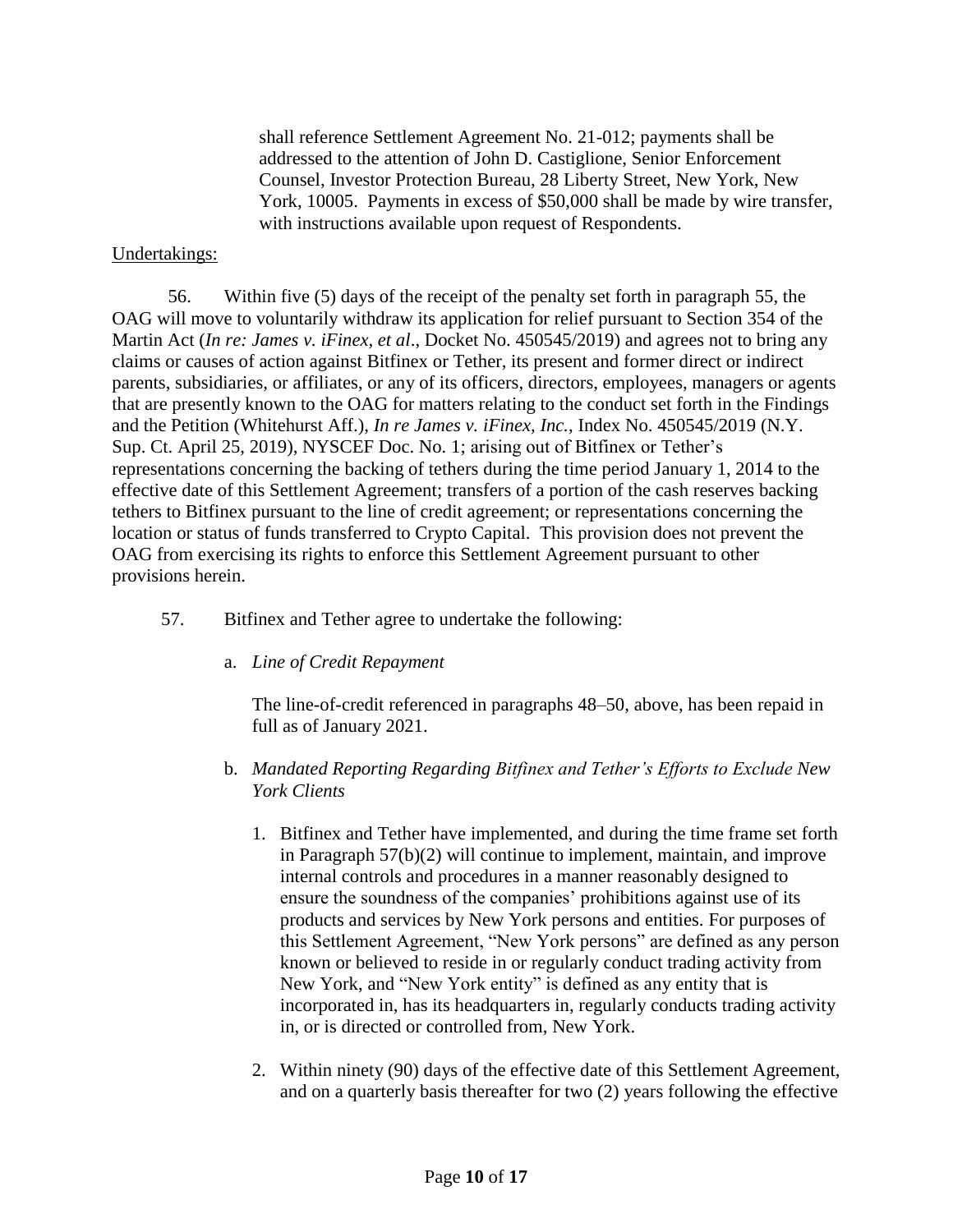shall reference Settlement Agreement No. 21-012; payments shall be addressed to the attention of John D. Castiglione, Senior Enforcement Counsel, Investor Protection Bureau, 28 Liberty Street, New York, New York, 10005. Payments in excess of $50,000 shall be made by wire transfer, with instructions available upon request of Respondents.

Undertakings:

56. Within five (5) days of the receipt of the penalty set forth in paragraph 55, the OAG will move to voluntarily withdraw its application for relief pursuant to Section 354 of the Martin Act (*In re: James v. iFinex, et al*., Docket No. 450545/2019) and agrees not to bring any claims or causes of action against Bitfinex or Tether, its present and former direct or indirect parents, subsidiaries, or affiliates, or any of its officers, directors, employees, managers or agents that are presently known to the OAG for matters relating to the conduct set forth in the Findings and the Petition (Whitehurst Aff.), *In re James v. iFinex, Inc.*, Index No. 450545/2019 (N.Y. Sup. Ct. April 25, 2019), NYSCEF Doc. No. 1; arising out of Bitfinex or Tether's representations concerning the backing of tethers during the time period January 1, 2014 to the effective date of this Settlement Agreement; transfers of a portion of the cash reserves backing tethers to Bitfinex pursuant to the line of credit agreement; or representations concerning the location or status of funds transferred to Crypto Capital. This provision does not prevent the OAG from exercising its rights to enforce this Settlement Agreement pursuant to other provisions herein.

57. Bitfinex and Tether agree to undertake the following:

a. *Line of Credit Repayment*

The line-of-credit referenced in paragraphs 48–50, above, has been repaid in full as of January 2021.

b. *Mandated Reporting Regarding Bitfinex and Tether's Efforts to Exclude New York Clients*

1. Bitfinex and Tether have implemented, and during the time frame set forth in Paragraph 57(b)(2) will continue to implement, maintain, and improve internal controls and procedures in a manner reasonably designed to ensure the soundness of the companies' prohibitions against use of its products and services by New York persons and entities. For purposes of this Settlement Agreement, "New York persons" are defined as any person known or believed to reside in or regularly conduct trading activity from New York, and "New York entity" is defined as any entity that is incorporated in, has its headquarters in, regularly conducts trading activity in, or is directed or controlled from, New York.

2. Within ninety (90) days of the effective date of this Settlement Agreement, and on a quarterly basis thereafter for two (2) years following the effective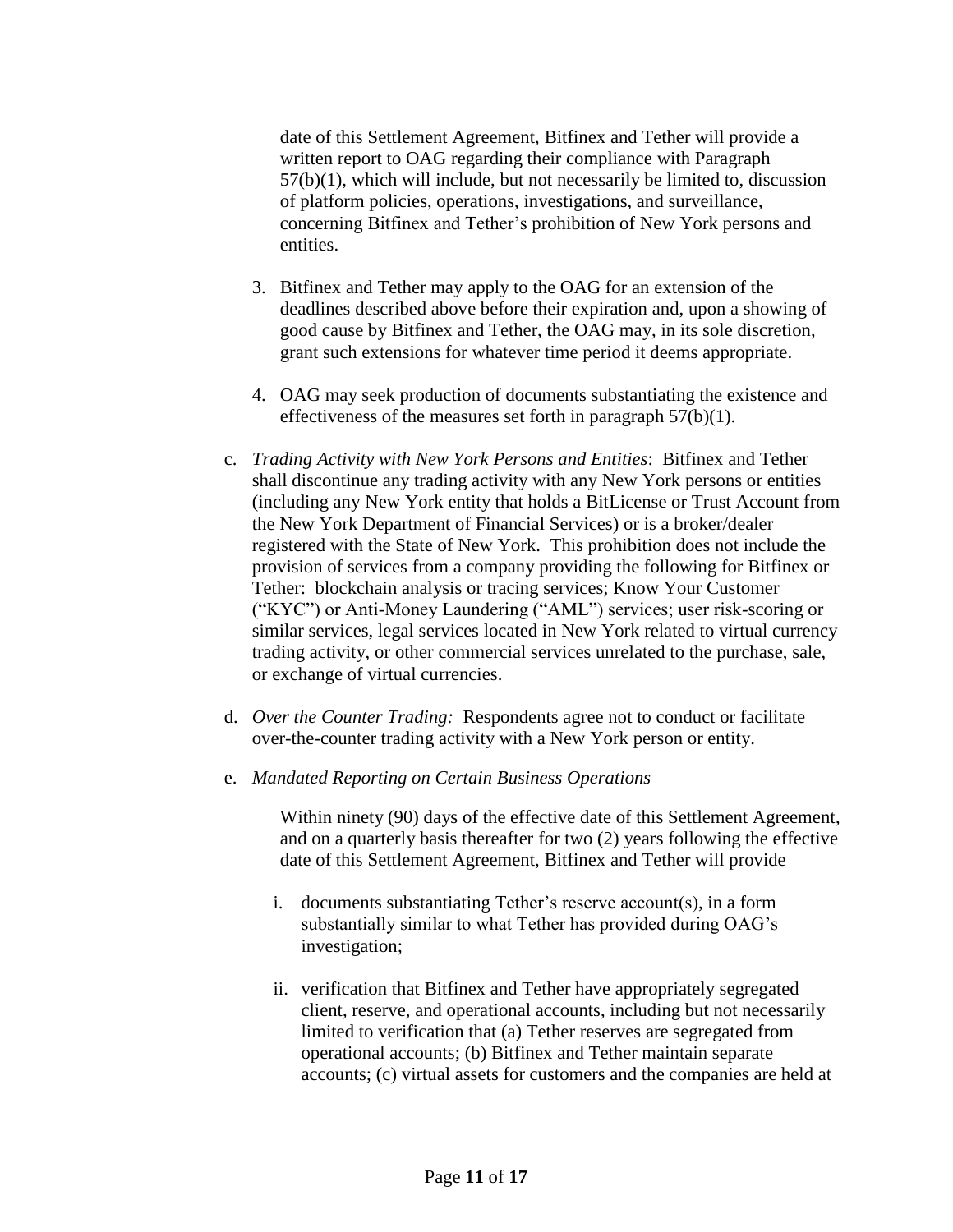date of this Settlement Agreement, Bitfinex and Tether will provide a written report to OAG regarding their compliance with Paragraph 57(b)(1), which will include, but not necessarily be limited to, discussion of platform policies, operations, investigations, and surveillance, concerning Bitfinex and Tether's prohibition of New York persons and entities.

3. Bitfinex and Tether may apply to the OAG for an extension of the deadlines described above before their expiration and, upon a showing of good cause by Bitfinex and Tether, the OAG may, in its sole discretion, grant such extensions for whatever time period it deems appropriate.

4. OAG may seek production of documents substantiating the existence and effectiveness of the measures set forth in paragraph 57(b)(1).

c. *Trading Activity with New York Persons and Entities*: Bitfinex and Tether shall discontinue any trading activity with any New York persons or entities (including any New York entity that holds a BitLicense or Trust Account from the New York Department of Financial Services) or is a broker/dealer registered with the State of New York. This prohibition does not include the provision of services from a company providing the following for Bitfinex or Tether: blockchain analysis or tracing services; Know Your Customer ("KYC") or Anti-Money Laundering ("AML") services; user risk-scoring or similar services, legal services located in New York related to virtual currency trading activity, or other commercial services unrelated to the purchase, sale, or exchange of virtual currencies.

d. *Over the Counter Trading:* Respondents agree not to conduct or facilitate over-the-counter trading activity with a New York person or entity.

e. *Mandated Reporting on Certain Business Operations*

Within ninety (90) days of the effective date of this Settlement Agreement, and on a quarterly basis thereafter for two (2) years following the effective date of this Settlement Agreement, Bitfinex and Tether will provide

i. documents substantiating Tether's reserve account(s), in a form substantially similar to what Tether has provided during OAG's investigation;

ii. verification that Bitfinex and Tether have appropriately segregated client, reserve, and operational accounts, including but not necessarily limited to verification that (a) Tether reserves are segregated from operational accounts; (b) Bitfinex and Tether maintain separate accounts; (c) virtual assets for customers and the companies are held at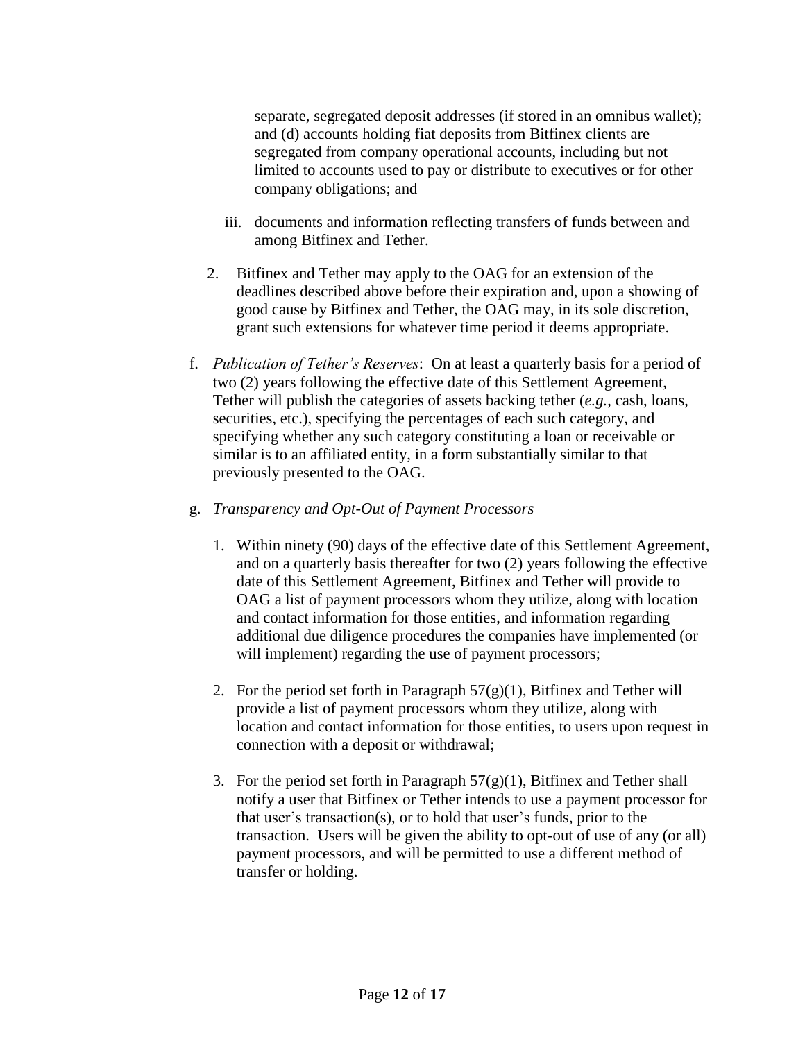separate, segregated deposit addresses (if stored in an omnibus wallet); and (d) accounts holding fiat deposits from Bitfinex clients are segregated from company operational accounts, including but not limited to accounts used to pay or distribute to executives or for other company obligations; and

iii. documents and information reflecting transfers of funds between and among Bitfinex and Tether.

2. Bitfinex and Tether may apply to the OAG for an extension of the deadlines described above before their expiration and, upon a showing of good cause by Bitfinex and Tether, the OAG may, in its sole discretion, grant such extensions for whatever time period it deems appropriate.

f. *Publication of Tether's Reserves*: On at least a quarterly basis for a period of two (2) years following the effective date of this Settlement Agreement, Tether will publish the categories of assets backing tether (*e.g.*, cash, loans, securities, etc.), specifying the percentages of each such category, and specifying whether any such category constituting a loan or receivable or similar is to an affiliated entity, in a form substantially similar to that previously presented to the OAG.

g. *Transparency and Opt-Out of Payment Processors*

1. Within ninety (90) days of the effective date of this Settlement Agreement, and on a quarterly basis thereafter for two (2) years following the effective date of this Settlement Agreement, Bitfinex and Tether will provide to OAG a list of payment processors whom they utilize, along with location and contact information for those entities, and information regarding additional due diligence procedures the companies have implemented (or will implement) regarding the use of payment processors;

2. For the period set forth in Paragraph 57(g)(1), Bitfinex and Tether will provide a list of payment processors whom they utilize, along with location and contact information for those entities, to users upon request in connection with a deposit or withdrawal;

3. For the period set forth in Paragraph 57(g)(1), Bitfinex and Tether shall notify a user that Bitfinex or Tether intends to use a payment processor for that user's transaction(s), or to hold that user's funds, prior to the transaction. Users will be given the ability to opt-out of use of any (or all) payment processors, and will be permitted to use a different method of transfer or holding.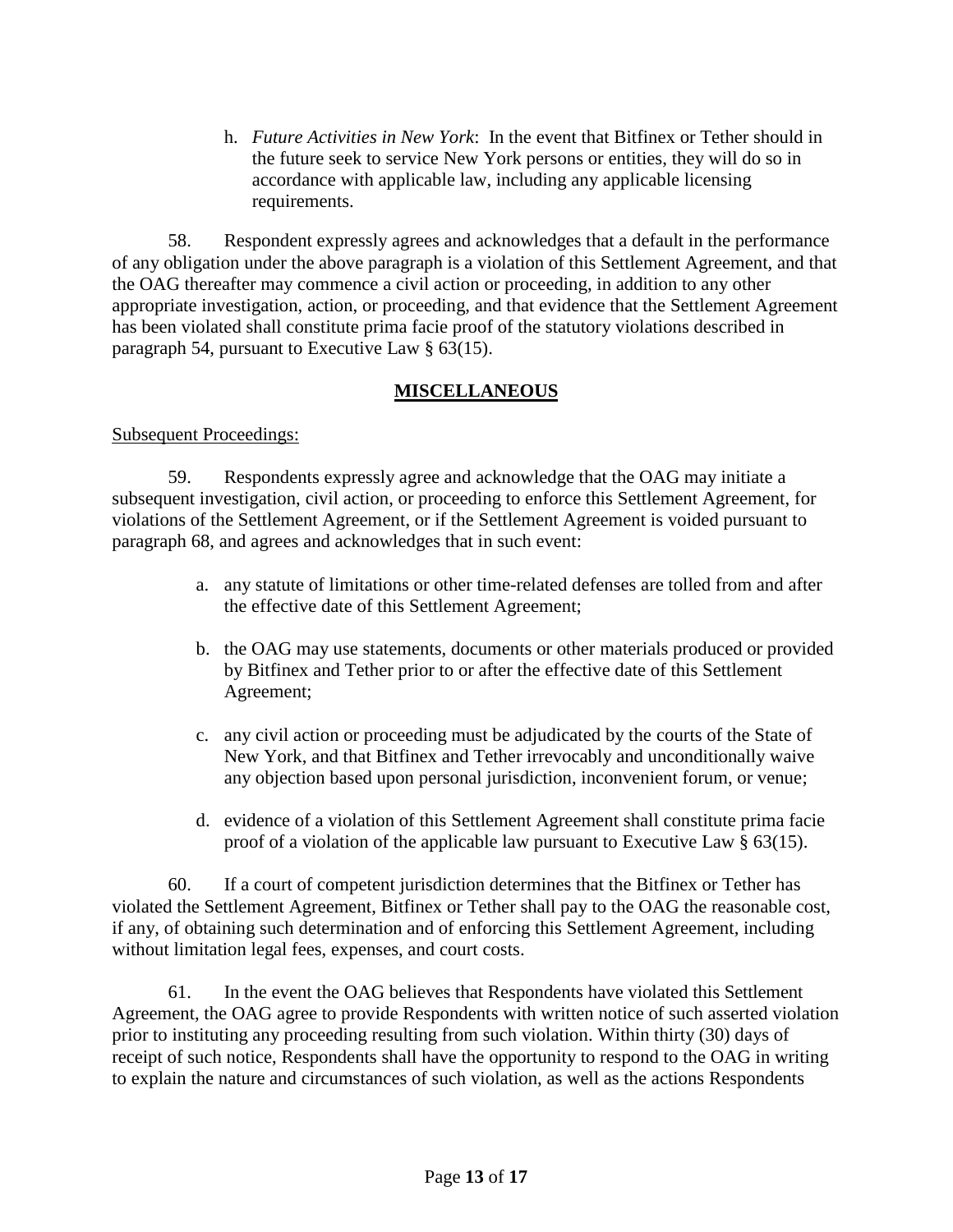h. *Future Activities in New York*: In the event that Bitfinex or Tether should in the future seek to service New York persons or entities, they will do so in accordance with applicable law, including any applicable licensing requirements.

58. Respondent expressly agrees and acknowledges that a default in the performance of any obligation under the above paragraph is a violation of this Settlement Agreement, and that the OAG thereafter may commence a civil action or proceeding, in addition to any other appropriate investigation, action, or proceeding, and that evidence that the Settlement Agreement has been violated shall constitute prima facie proof of the statutory violations described in paragraph 54, pursuant to Executive Law § 63(15).

## MISCELLANEOUS

Subsequent Proceedings:

59. Respondents expressly agree and acknowledge that the OAG may initiate a subsequent investigation, civil action, or proceeding to enforce this Settlement Agreement, for violations of the Settlement Agreement, or if the Settlement Agreement is voided pursuant to paragraph 68, and agrees and acknowledges that in such event:

a. any statute of limitations or other time-related defenses are tolled from and after the effective date of this Settlement Agreement;

b. the OAG may use statements, documents or other materials produced or provided by Bitfinex and Tether prior to or after the effective date of this Settlement Agreement;

c. any civil action or proceeding must be adjudicated by the courts of the State of New York, and that Bitfinex and Tether irrevocably and unconditionally waive any objection based upon personal jurisdiction, inconvenient forum, or venue;

d. evidence of a violation of this Settlement Agreement shall constitute prima facie proof of a violation of the applicable law pursuant to Executive Law § 63(15).

60. If a court of competent jurisdiction determines that the Bitfinex or Tether has violated the Settlement Agreement, Bitfinex or Tether shall pay to the OAG the reasonable cost, if any, of obtaining such determination and of enforcing this Settlement Agreement, including without limitation legal fees, expenses, and court costs.

61. In the event the OAG believes that Respondents have violated this Settlement Agreement, the OAG agree to provide Respondents with written notice of such asserted violation prior to instituting any proceeding resulting from such violation. Within thirty (30) days of receipt of such notice, Respondents shall have the opportunity to respond to the OAG in writing to explain the nature and circumstances of such violation, as well as the actions Respondents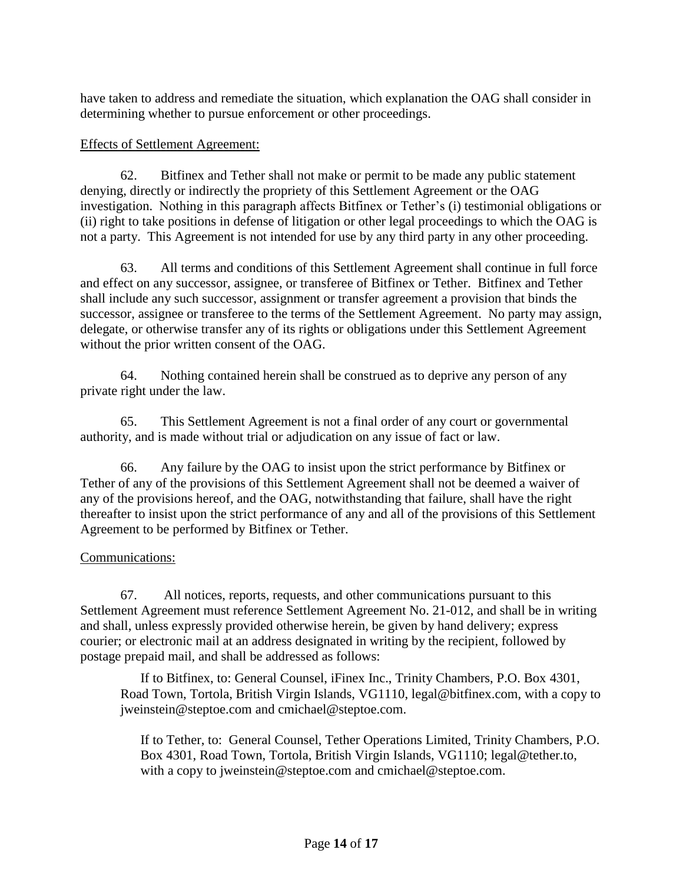have taken to address and remediate the situation, which explanation the OAG shall consider in determining whether to pursue enforcement or other proceedings.

<u>Effects of Settlement Agreement:</u>

62. Bitfinex and Tether shall not make or permit to be made any public statement denying, directly or indirectly the propriety of this Settlement Agreement or the OAG investigation. Nothing in this paragraph affects Bitfinex or Tether's (i) testimonial obligations or (ii) right to take positions in defense of litigation or other legal proceedings to which the OAG is not a party. This Agreement is not intended for use by any third party in any other proceeding.

63. All terms and conditions of this Settlement Agreement shall continue in full force and effect on any successor, assignee, or transferee of Bitfinex or Tether. Bitfinex and Tether shall include any such successor, assignment or transfer agreement a provision that binds the successor, assignee or transferee to the terms of the Settlement Agreement. No party may assign, delegate, or otherwise transfer any of its rights or obligations under this Settlement Agreement without the prior written consent of the OAG.

64. Nothing contained herein shall be construed as to deprive any person of any private right under the law.

65. This Settlement Agreement is not a final order of any court or governmental authority, and is made without trial or adjudication on any issue of fact or law.

66. Any failure by the OAG to insist upon the strict performance by Bitfinex or Tether of any of the provisions of this Settlement Agreement shall not be deemed a waiver of any of the provisions hereof, and the OAG, notwithstanding that failure, shall have the right thereafter to insist upon the strict performance of any and all of the provisions of this Settlement Agreement to be performed by Bitfinex or Tether.

<u>Communications:</u>

67. All notices, reports, requests, and other communications pursuant to this Settlement Agreement must reference Settlement Agreement No. 21-012, and shall be in writing and shall, unless expressly provided otherwise herein, be given by hand delivery; express courier; or electronic mail at an address designated in writing by the recipient, followed by postage prepaid mail, and shall be addressed as follows:

> If to Bitfinex, to: General Counsel, iFinex Inc., Trinity Chambers, P.O. Box 4301, Road Town, Tortola, British Virgin Islands, VG1110, legal@bitfinex.com, with a copy to jweinstein@steptoe.com and cmichael@steptoe.com.
>
> If to Tether, to: General Counsel, Tether Operations Limited, Trinity Chambers, P.O. Box 4301, Road Town, Tortola, British Virgin Islands, VG1110; legal@tether.to, with a copy to jweinstein@steptoe.com and cmichael@steptoe.com.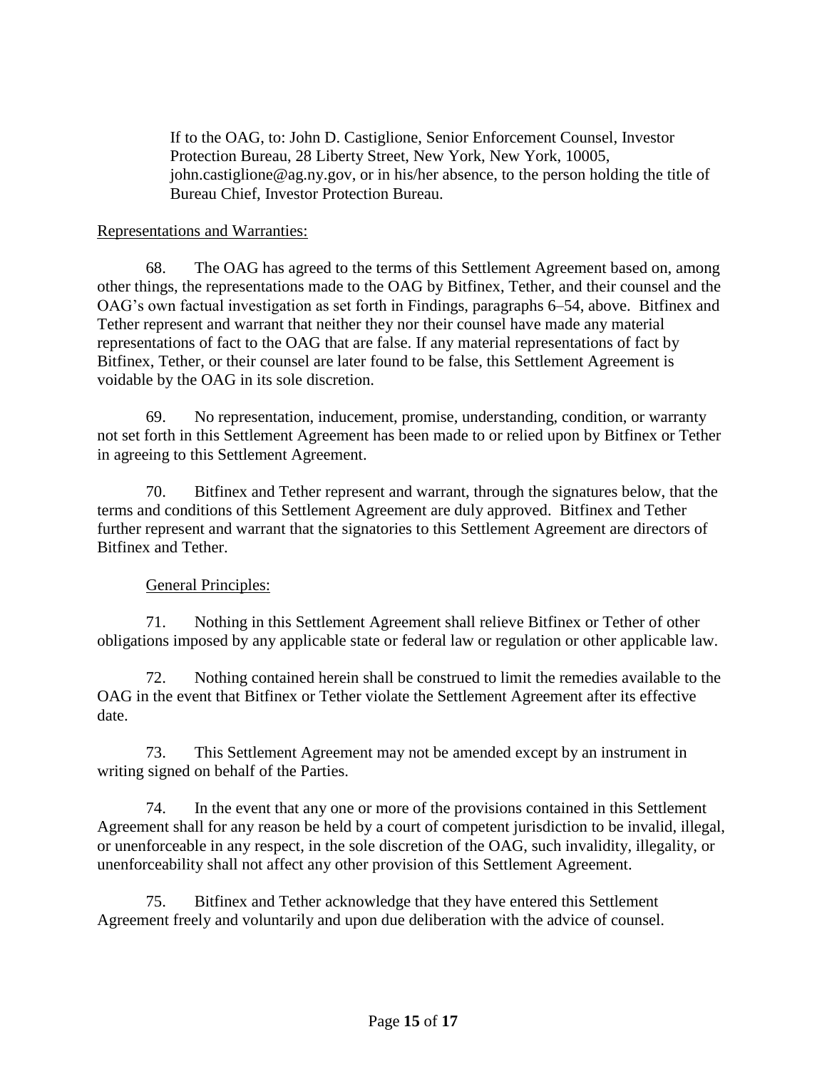If to the OAG, to: John D. Castiglione, Senior Enforcement Counsel, Investor Protection Bureau, 28 Liberty Street, New York, New York, 10005, john.castiglione@ag.ny.gov, or in his/her absence, to the person holding the title of Bureau Chief, Investor Protection Bureau.

Representations and Warranties:

68. The OAG has agreed to the terms of this Settlement Agreement based on, among other things, the representations made to the OAG by Bitfinex, Tether, and their counsel and the OAG's own factual investigation as set forth in Findings, paragraphs 6–54, above. Bitfinex and Tether represent and warrant that neither they nor their counsel have made any material representations of fact to the OAG that are false. If any material representations of fact by Bitfinex, Tether, or their counsel are later found to be false, this Settlement Agreement is voidable by the OAG in its sole discretion.

69. No representation, inducement, promise, understanding, condition, or warranty not set forth in this Settlement Agreement has been made to or relied upon by Bitfinex or Tether in agreeing to this Settlement Agreement.

70. Bitfinex and Tether represent and warrant, through the signatures below, that the terms and conditions of this Settlement Agreement are duly approved. Bitfinex and Tether further represent and warrant that the signatories to this Settlement Agreement are directors of Bitfinex and Tether.

General Principles:

71. Nothing in this Settlement Agreement shall relieve Bitfinex or Tether of other obligations imposed by any applicable state or federal law or regulation or other applicable law.

72. Nothing contained herein shall be construed to limit the remedies available to the OAG in the event that Bitfinex or Tether violate the Settlement Agreement after its effective date.

73. This Settlement Agreement may not be amended except by an instrument in writing signed on behalf of the Parties.

74. In the event that any one or more of the provisions contained in this Settlement Agreement shall for any reason be held by a court of competent jurisdiction to be invalid, illegal, or unenforceable in any respect, in the sole discretion of the OAG, such invalidity, illegality, or unenforceability shall not affect any other provision of this Settlement Agreement.

75. Bitfinex and Tether acknowledge that they have entered this Settlement Agreement freely and voluntarily and upon due deliberation with the advice of counsel.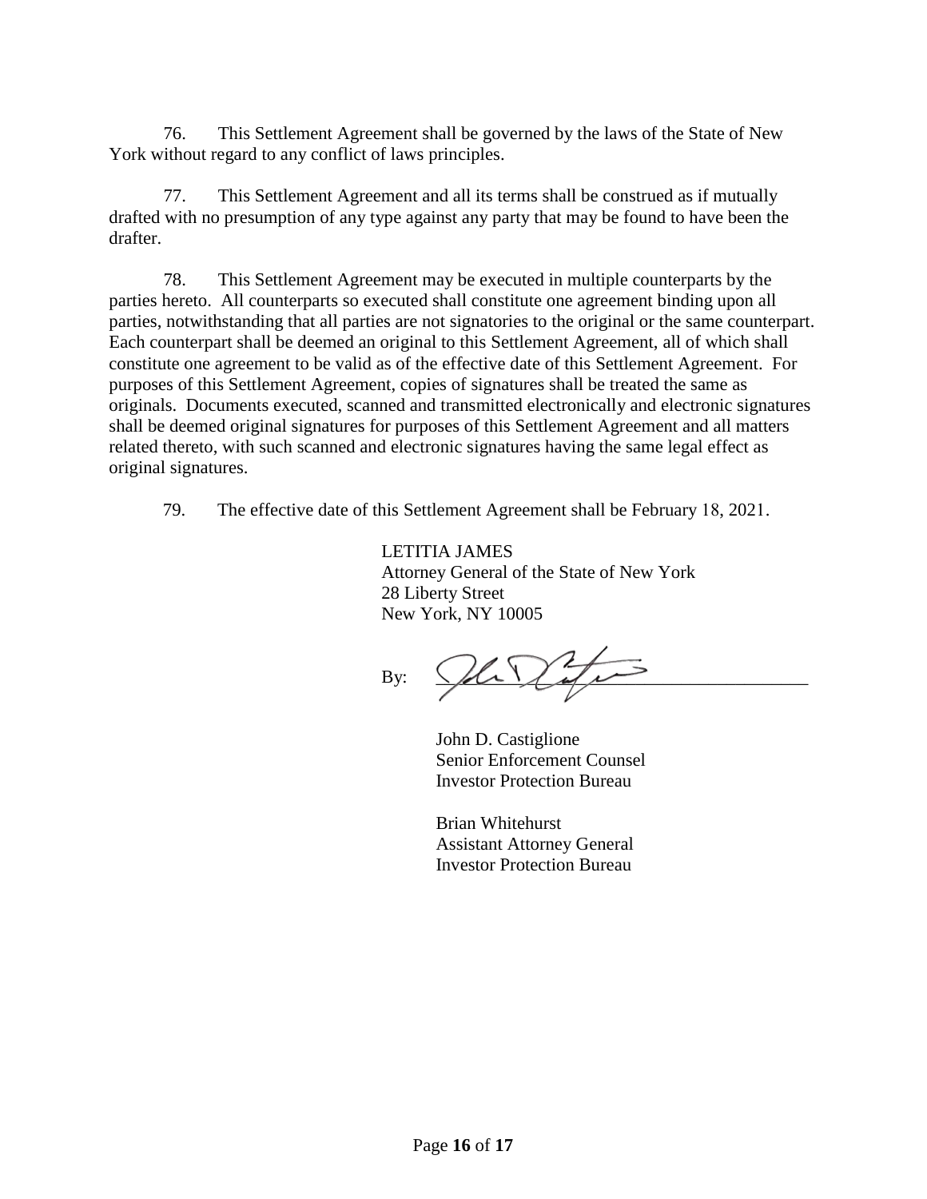76. This Settlement Agreement shall be governed by the laws of the State of New York without regard to any conflict of laws principles.

77. This Settlement Agreement and all its terms shall be construed as if mutually drafted with no presumption of any type against any party that may be found to have been the drafter.

78. This Settlement Agreement may be executed in multiple counterparts by the parties hereto. All counterparts so executed shall constitute one agreement binding upon all parties, notwithstanding that all parties are not signatories to the original or the same counterpart. Each counterpart shall be deemed an original to this Settlement Agreement, all of which shall constitute one agreement to be valid as of the effective date of this Settlement Agreement. For purposes of this Settlement Agreement, copies of signatures shall be treated the same as originals. Documents executed, scanned and transmitted electronically and electronic signatures shall be deemed original signatures for purposes of this Settlement Agreement and all matters related thereto, with such scanned and electronic signatures having the same legal effect as original signatures.

79. The effective date of this Settlement Agreement shall be February 18, 2021.

LETITIA JAMES
Attorney General of the State of New York
28 Liberty Street
New York, NY 10005

By: ______________________________

John D. Castiglione
Senior Enforcement Counsel
Investor Protection Bureau

Brian Whitehurst
Assistant Attorney General
Investor Protection Bureau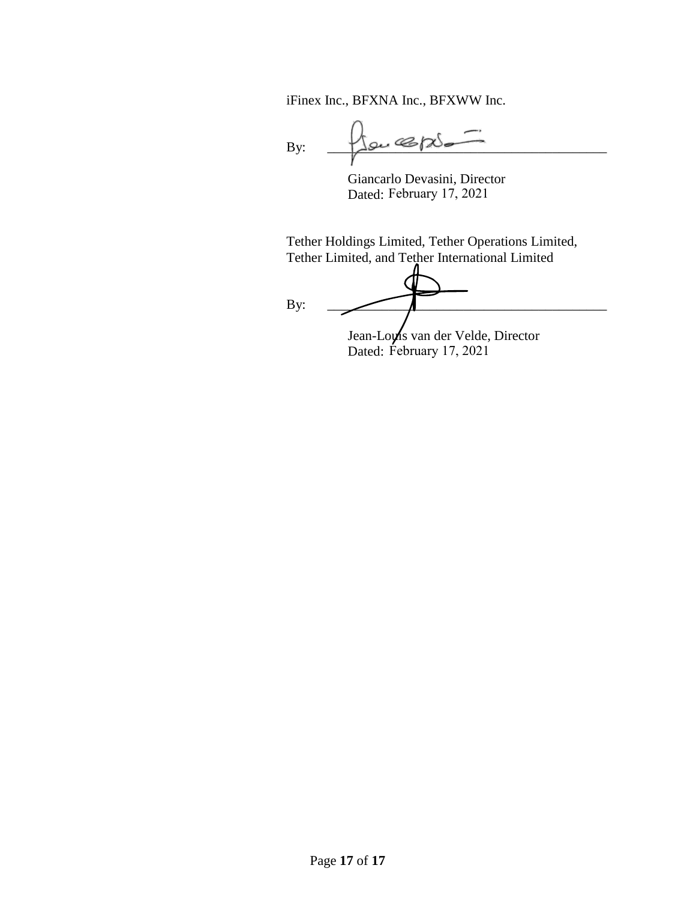iFinex Inc., BFXNA Inc., BFXWW Inc.

By: \_\_\_\_\_\_\_\_\_\_\_\_\_\_\_\_\_\_\_\_\_\_\_\_\_\_\_\_\_\_\_\_\_\_\_\_\_\_\_\_

Giancarlo Devasini, Director
Dated: February 17, 2021

Tether Holdings Limited, Tether Operations Limited, Tether Limited, and Tether International Limited

By: \_\_\_\_\_\_\_\_\_\_\_\_\_\_\_\_\_\_\_\_\_\_\_\_\_\_\_\_\_\_\_\_\_\_\_\_\_\_\_\_

Jean-Louis van der Velde, Director
Dated: February 17, 2021